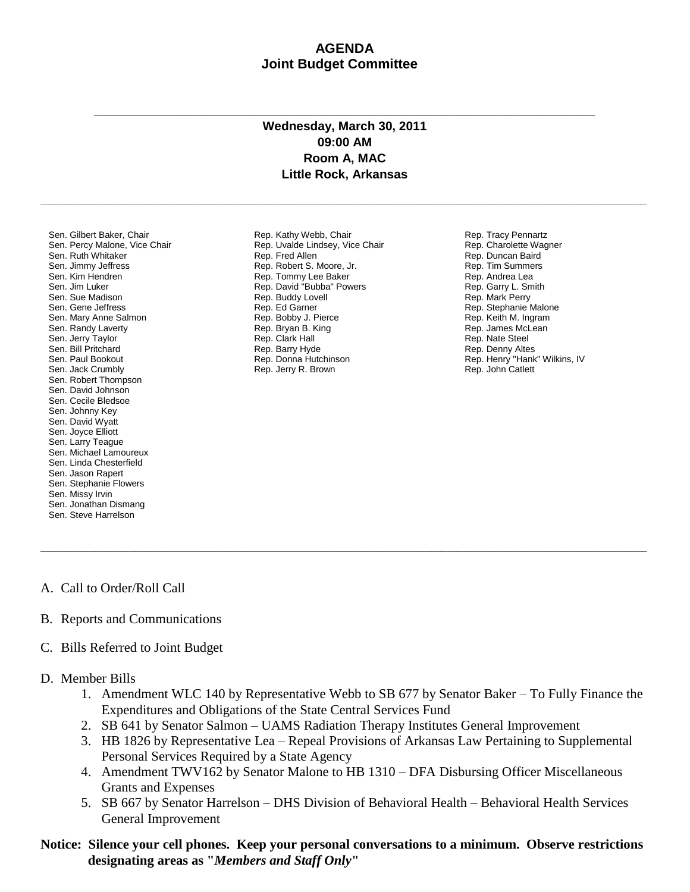# AGENDA
## Joint Budget Committee

---

**Wednesday, March 30, 2011**
**09:00 AM**
**Room A, MAC**
**Little Rock, Arkansas**

---

Sen. Gilbert Baker, Chair
Sen. Percy Malone, Vice Chair
Sen. Ruth Whitaker
Sen. Jimmy Jeffress
Sen. Kim Hendren
Sen. Jim Luker
Sen. Sue Madison
Sen. Gene Jeffress
Sen. Mary Anne Salmon
Sen. Randy Laverty
Sen. Jerry Taylor
Sen. Bill Pritchard
Sen. Paul Bookout
Sen. Jack Crumbly
Sen. Robert Thompson
Sen. David Johnson
Sen. Cecile Bledsoe
Sen. Johnny Key
Sen. David Wyatt
Sen. Joyce Elliott
Sen. Larry Teague
Sen. Michael Lamoureux
Sen. Linda Chesterfield
Sen. Jason Rapert
Sen. Stephanie Flowers
Sen. Missy Irvin
Sen. Jonathan Dismang
Sen. Steve Harrelson

Rep. Kathy Webb, Chair
Rep. Uvalde Lindsey, Vice Chair
Rep. Fred Allen
Rep. Robert S. Moore, Jr.
Rep. Tommy Lee Baker
Rep. David "Bubba" Powers
Rep. Buddy Lovell
Rep. Ed Garner
Rep. Bobby J. Pierce
Rep. Bryan B. King
Rep. Clark Hall
Rep. Barry Hyde
Rep. Donna Hutchinson
Rep. Jerry R. Brown

Rep. Tracy Pennartz
Rep. Charolette Wagner
Rep. Duncan Baird
Rep. Tim Summers
Rep. Andrea Lea
Rep. Garry L. Smith
Rep. Mark Perry
Rep. Stephanie Malone
Rep. Keith M. Ingram
Rep. James McLean
Rep. Nate Steel
Rep. Denny Altes
Rep. Henry "Hank" Wilkins, IV
Rep. John Catlett

---

A. Call to Order/Roll Call

B. Reports and Communications

C. Bills Referred to Joint Budget

D. Member Bills
   1. Amendment WLC 140 by Representative Webb to SB 677 by Senator Baker – To Fully Finance the Expenditures and Obligations of the State Central Services Fund
   2. SB 641 by Senator Salmon – UAMS Radiation Therapy Institutes General Improvement
   3. HB 1826 by Representative Lea – Repeal Provisions of Arkansas Law Pertaining to Supplemental Personal Services Required by a State Agency
   4. Amendment TWV162 by Senator Malone to HB 1310 – DFA Disbursing Officer Miscellaneous Grants and Expenses
   5. SB 667 by Senator Harrelson – DHS Division of Behavioral Health – Behavioral Health Services General Improvement

**Notice: Silence your cell phones. Keep your personal conversations to a minimum. Observe restrictions designating areas as "*Members and Staff Only*"**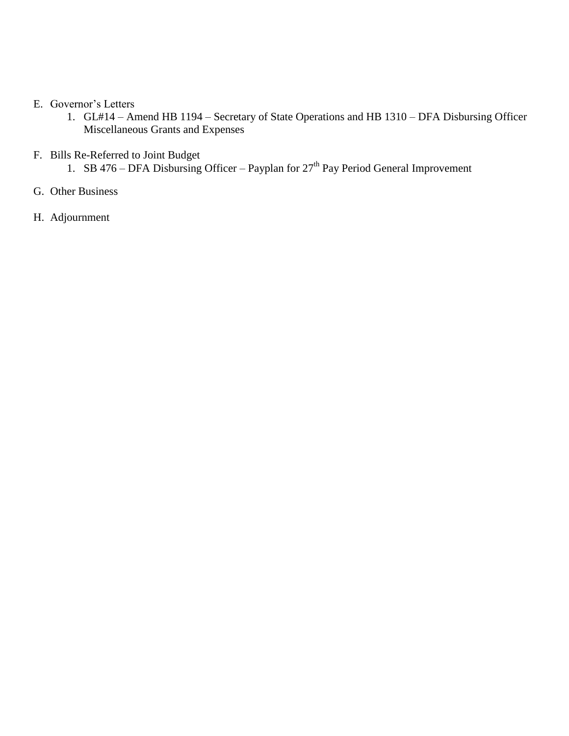E. Governor's Letters
   1. GL#14 – Amend HB 1194 – Secretary of State Operations and HB 1310 – DFA Disbursing Officer Miscellaneous Grants and Expenses

F. Bills Re-Referred to Joint Budget
   1. SB 476 – DFA Disbursing Officer – Payplan for 27th Pay Period General Improvement

G. Other Business

H. Adjournment